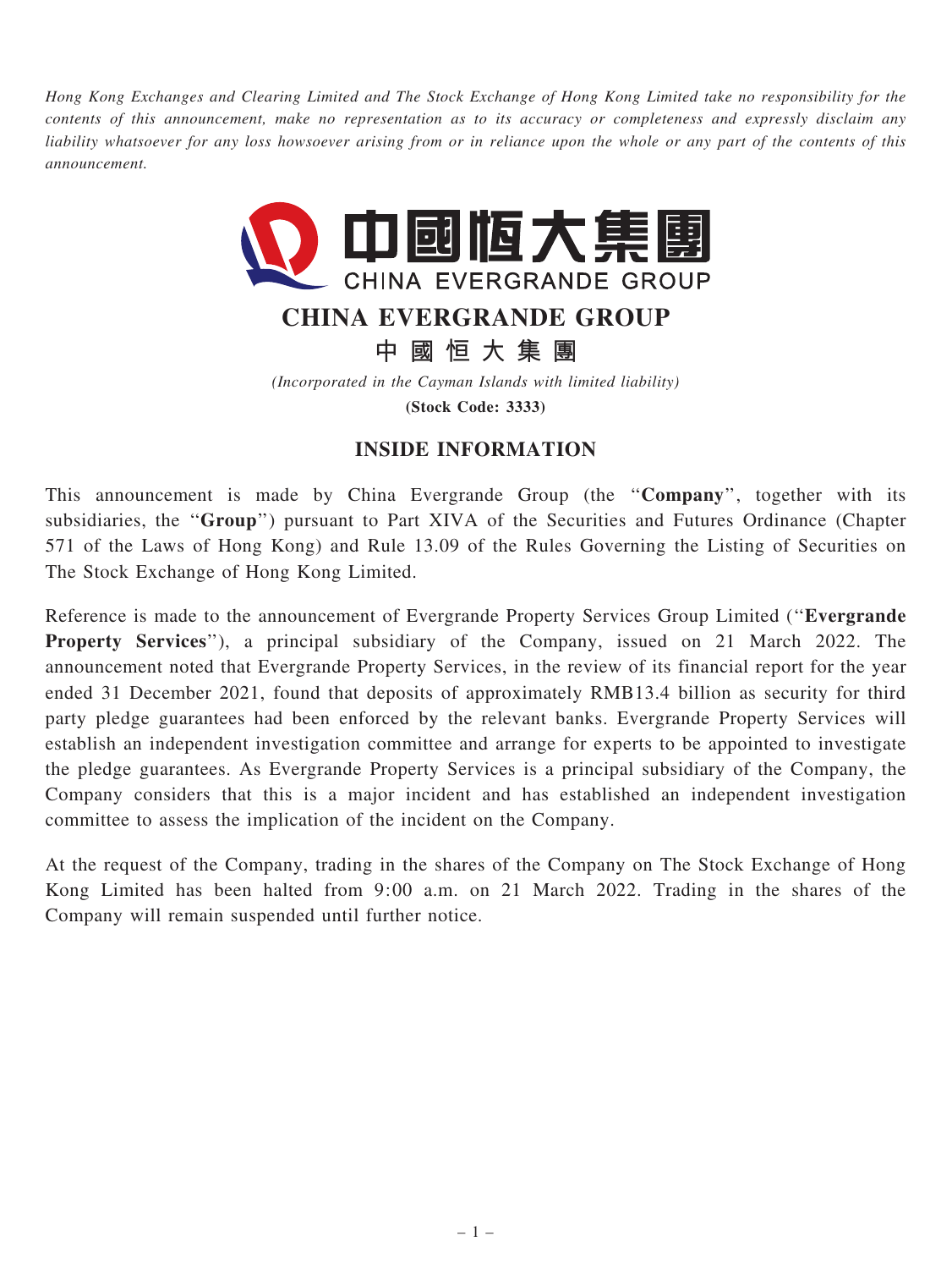*Hong Kong Exchanges and Clearing Limited and The Stock Exchange of Hong Kong Limited take no responsibility for the contents of this announcement, make no representation as to its accuracy or completeness and expressly disclaim any liability whatsoever for any loss howsoever arising from or in reliance upon the whole or any part of the contents of this announcement.*

中國恒大集團
CHINA EVERGRANDE GROUP

# CHINA EVERGRANDE GROUP

## 中 國 恒 大 集 團

*(Incorporated in the Cayman Islands with limited liability)*

**(Stock Code: 3333)**

## INSIDE INFORMATION

This announcement is made by China Evergrande Group (the "**Company**", together with its subsidiaries, the "**Group**") pursuant to Part XIVA of the Securities and Futures Ordinance (Chapter 571 of the Laws of Hong Kong) and Rule 13.09 of the Rules Governing the Listing of Securities on The Stock Exchange of Hong Kong Limited.

Reference is made to the announcement of Evergrande Property Services Group Limited ("**Evergrande Property Services**"), a principal subsidiary of the Company, issued on 21 March 2022. The announcement noted that Evergrande Property Services, in the review of its financial report for the year ended 31 December 2021, found that deposits of approximately RMB13.4 billion as security for third party pledge guarantees had been enforced by the relevant banks. Evergrande Property Services will establish an independent investigation committee and arrange for experts to be appointed to investigate the pledge guarantees. As Evergrande Property Services is a principal subsidiary of the Company, the Company considers that this is a major incident and has established an independent investigation committee to assess the implication of the incident on the Company.

At the request of the Company, trading in the shares of the Company on The Stock Exchange of Hong Kong Limited has been halted from 9:00 a.m. on 21 March 2022. Trading in the shares of the Company will remain suspended until further notice.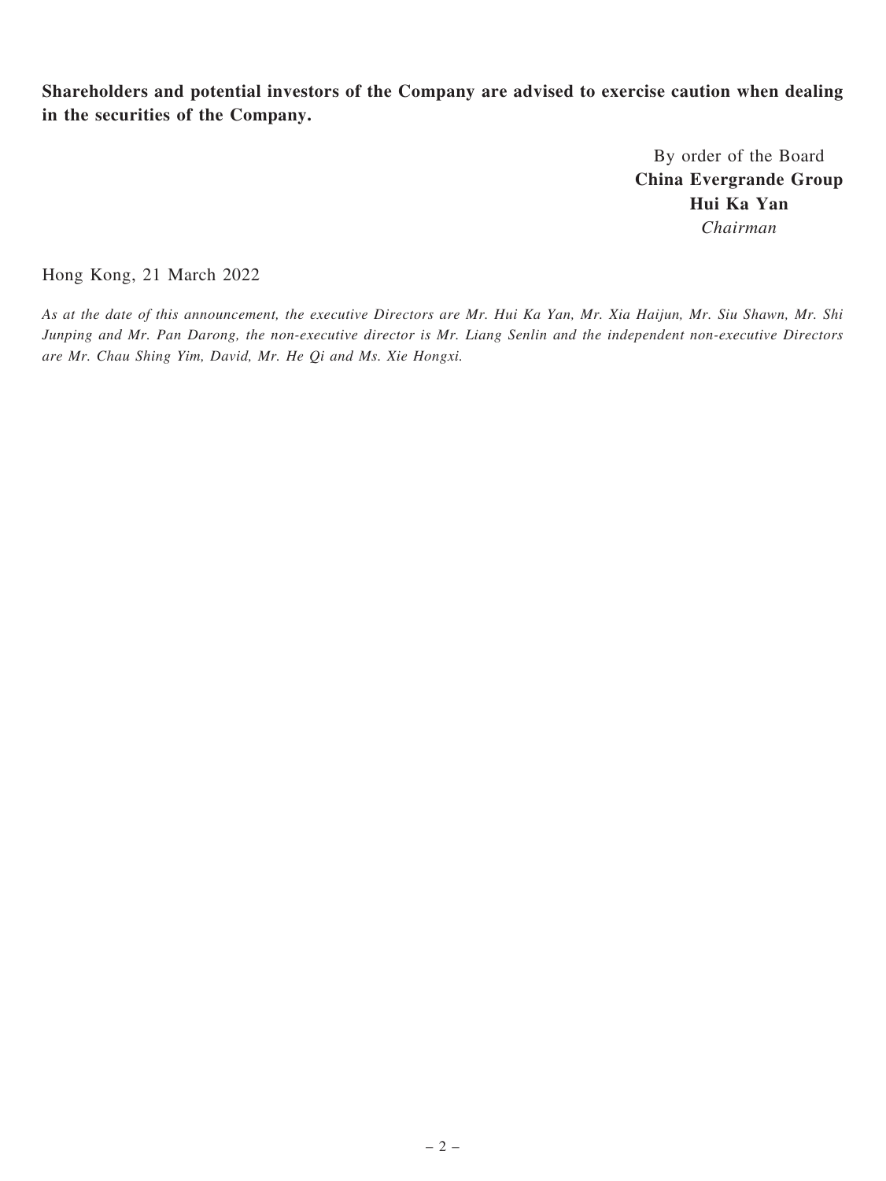**Shareholders and potential investors of the Company are advised to exercise caution when dealing in the securities of the Company.**

By order of the Board
**China Evergrande Group**
**Hui Ka Yan**
*Chairman*

Hong Kong, 21 March 2022

*As at the date of this announcement, the executive Directors are Mr. Hui Ka Yan, Mr. Xia Haijun, Mr. Siu Shawn, Mr. Shi Junping and Mr. Pan Darong, the non-executive director is Mr. Liang Senlin and the independent non-executive Directors are Mr. Chau Shing Yim, David, Mr. He Qi and Ms. Xie Hongxi.*